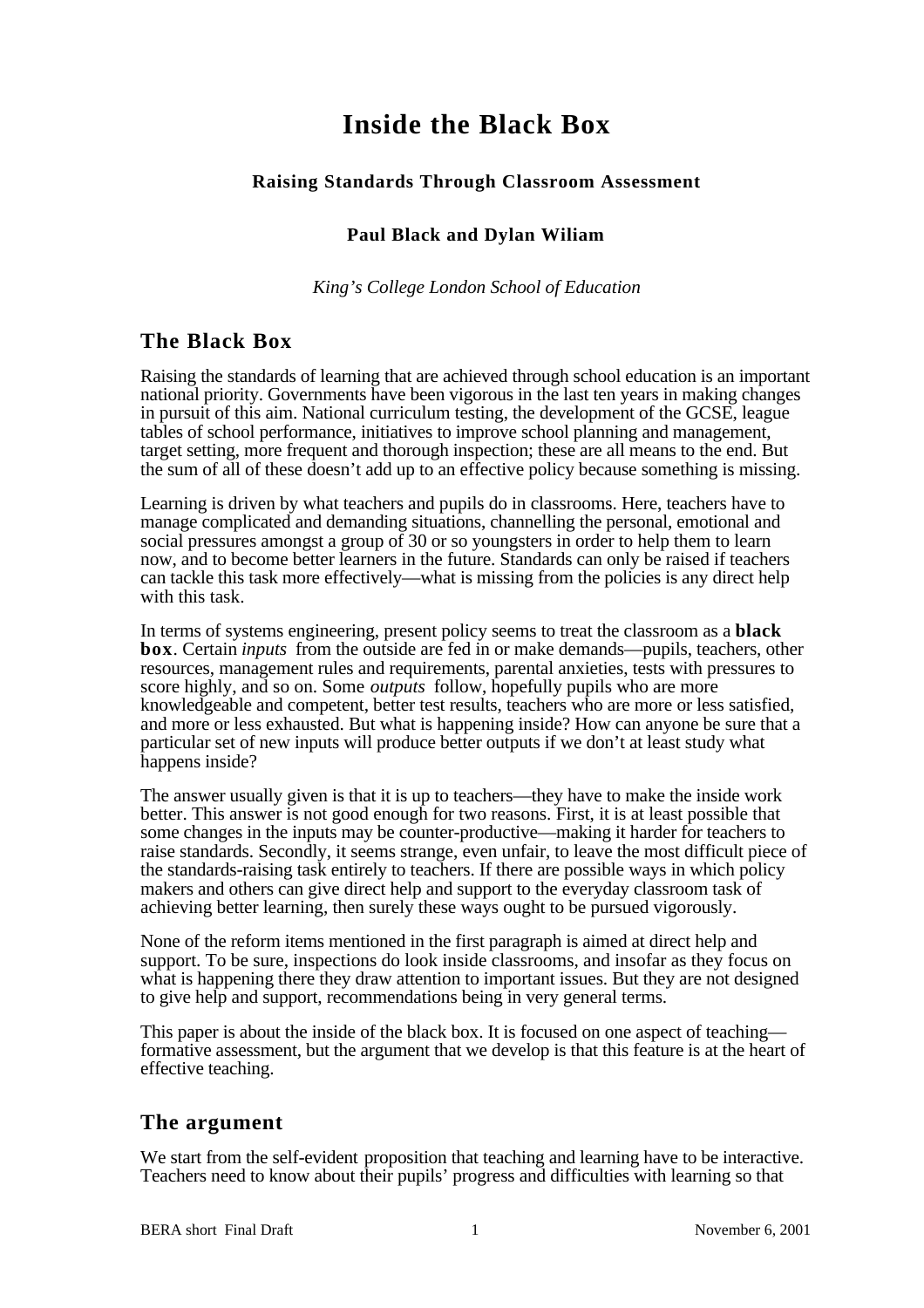# Inside the Black Box

### Raising Standards Through Classroom Assessment

**Paul Black and Dylan Wiliam**

*King's College London School of Education*

## The Black Box

Raising the standards of learning that are achieved through school education is an important national priority. Governments have been vigorous in the last ten years in making changes in pursuit of this aim. National curriculum testing, the development of the GCSE, league tables of school performance, initiatives to improve school planning and management, target setting, more frequent and thorough inspection; these are all means to the end. But the sum of all of these doesn't add up to an effective policy because something is missing.

Learning is driven by what teachers and pupils do in classrooms. Here, teachers have to manage complicated and demanding situations, channelling the personal, emotional and social pressures amongst a group of 30 or so youngsters in order to help them to learn now, and to become better learners in the future. Standards can only be raised if teachers can tackle this task more effectively—what is missing from the policies is any direct help with this task.

In terms of systems engineering, present policy seems to treat the classroom as a **black box**. Certain *inputs* from the outside are fed in or make demands—pupils, teachers, other resources, management rules and requirements, parental anxieties, tests with pressures to score highly, and so on. Some *outputs* follow, hopefully pupils who are more knowledgeable and competent, better test results, teachers who are more or less satisfied, and more or less exhausted. But what is happening inside? How can anyone be sure that a particular set of new inputs will produce better outputs if we don't at least study what happens inside?

The answer usually given is that it is up to teachers—they have to make the inside work better. This answer is not good enough for two reasons. First, it is at least possible that some changes in the inputs may be counter-productive—making it harder for teachers to raise standards. Secondly, it seems strange, even unfair, to leave the most difficult piece of the standards-raising task entirely to teachers. If there are possible ways in which policy makers and others can give direct help and support to the everyday classroom task of achieving better learning, then surely these ways ought to be pursued vigorously.

None of the reform items mentioned in the first paragraph is aimed at direct help and support. To be sure, inspections do look inside classrooms, and insofar as they focus on what is happening there they draw attention to important issues. But they are not designed to give help and support, recommendations being in very general terms.

This paper is about the inside of the black box. It is focused on one aspect of teaching—formative assessment, but the argument that we develop is that this feature is at the heart of effective teaching.

## The argument

We start from the self-evident proposition that teaching and learning have to be interactive. Teachers need to know about their pupils' progress and difficulties with learning so that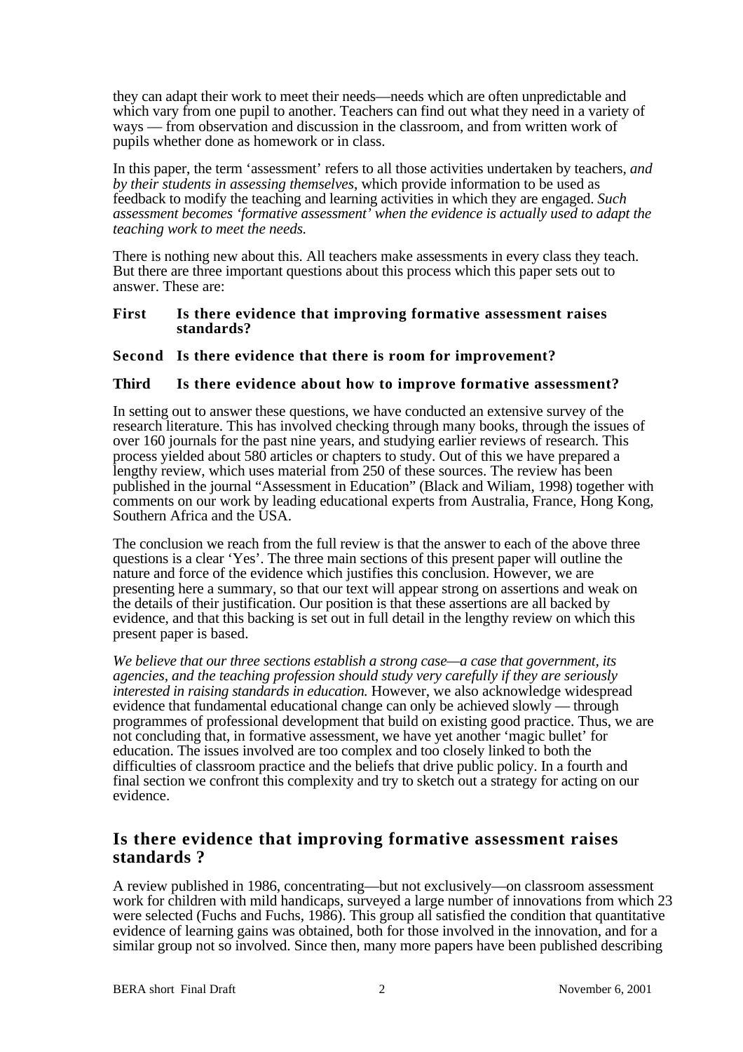they can adapt their work to meet their needs—needs which are often unpredictable and which vary from one pupil to another. Teachers can find out what they need in a variety of ways — from observation and discussion in the classroom, and from written work of pupils whether done as homework or in class.

In this paper, the term 'assessment' refers to all those activities undertaken by teachers, *and by their students in assessing themselves*, which provide information to be used as feedback to modify the teaching and learning activities in which they are engaged. *Such assessment becomes 'formative assessment' when the evidence is actually used to adapt the teaching work to meet the needs.*

There is nothing new about this. All teachers make assessments in every class they teach. But there are three important questions about this process which this paper sets out to answer. These are:

**First Is there evidence that improving formative assessment raises standards?**

**Second Is there evidence that there is room for improvement?**

**Third Is there evidence about how to improve formative assessment?**

In setting out to answer these questions, we have conducted an extensive survey of the research literature. This has involved checking through many books, through the issues of over 160 journals for the past nine years, and studying earlier reviews of research. This process yielded about 580 articles or chapters to study. Out of this we have prepared a lengthy review, which uses material from 250 of these sources. The review has been published in the journal "Assessment in Education" (Black and Wiliam, 1998) together with comments on our work by leading educational experts from Australia, France, Hong Kong, Southern Africa and the USA.

The conclusion we reach from the full review is that the answer to each of the above three questions is a clear 'Yes'. The three main sections of this present paper will outline the nature and force of the evidence which justifies this conclusion. However, we are presenting here a summary, so that our text will appear strong on assertions and weak on the details of their justification. Our position is that these assertions are all backed by evidence, and that this backing is set out in full detail in the lengthy review on which this present paper is based.

*We believe that our three sections establish a strong case—a case that government, its agencies, and the teaching profession should study very carefully if they are seriously interested in raising standards in education.* However, we also acknowledge widespread evidence that fundamental educational change can only be achieved slowly — through programmes of professional development that build on existing good practice. Thus, we are not concluding that, in formative assessment, we have yet another 'magic bullet' for education. The issues involved are too complex and too closely linked to both the difficulties of classroom practice and the beliefs that drive public policy. In a fourth and final section we confront this complexity and try to sketch out a strategy for acting on our evidence.

## Is there evidence that improving formative assessment raises standards ?

A review published in 1986, concentrating—but not exclusively—on classroom assessment work for children with mild handicaps, surveyed a large number of innovations from which 23 were selected (Fuchs and Fuchs, 1986). This group all satisfied the condition that quantitative evidence of learning gains was obtained, both for those involved in the innovation, and for a similar group not so involved. Since then, many more papers have been published describing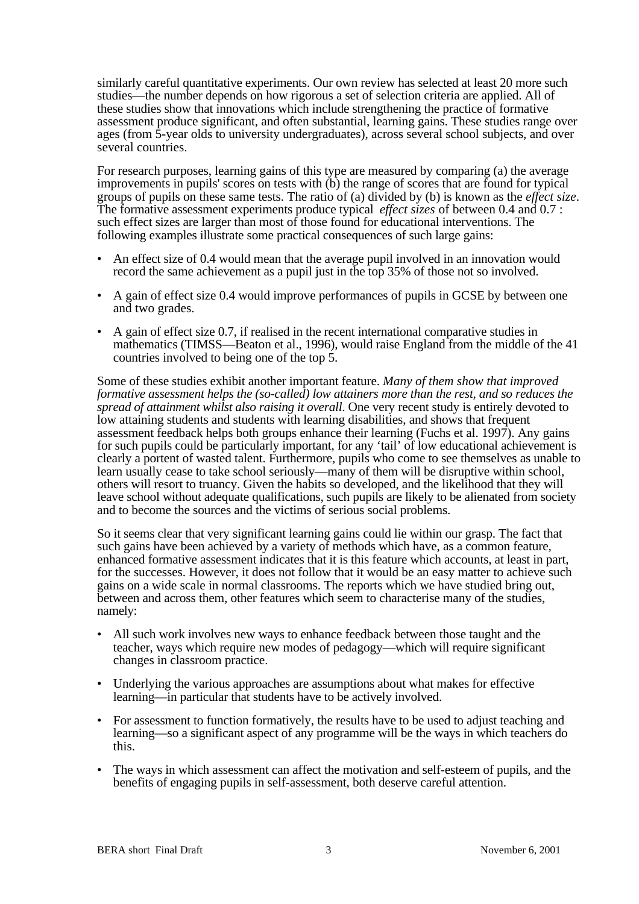similarly careful quantitative experiments. Our own review has selected at least 20 more such studies—the number depends on how rigorous a set of selection criteria are applied. All of these studies show that innovations which include strengthening the practice of formative assessment produce significant, and often substantial, learning gains. These studies range over ages (from 5-year olds to university undergraduates), across several school subjects, and over several countries.

For research purposes, learning gains of this type are measured by comparing (a) the average improvements in pupils' scores on tests with (b) the range of scores that are found for typical groups of pupils on these same tests. The ratio of (a) divided by (b) is known as the *effect size*. The formative assessment experiments produce typical *effect sizes* of between 0.4 and 0.7 : such effect sizes are larger than most of those found for educational interventions. The following examples illustrate some practical consequences of such large gains:

- An effect size of 0.4 would mean that the average pupil involved in an innovation would record the same achievement as a pupil just in the top 35% of those not so involved.
- A gain of effect size 0.4 would improve performances of pupils in GCSE by between one and two grades.
- A gain of effect size 0.7, if realised in the recent international comparative studies in mathematics (TIMSS—Beaton et al., 1996), would raise England from the middle of the 41 countries involved to being one of the top 5.

Some of these studies exhibit another important feature. *Many of them show that improved formative assessment helps the (so-called) low attainers more than the rest, and so reduces the spread of attainment whilst also raising it overall*. One very recent study is entirely devoted to low attaining students and students with learning disabilities, and shows that frequent assessment feedback helps both groups enhance their learning (Fuchs et al. 1997). Any gains for such pupils could be particularly important, for any 'tail' of low educational achievement is clearly a portent of wasted talent. Furthermore, pupils who come to see themselves as unable to learn usually cease to take school seriously—many of them will be disruptive within school, others will resort to truancy. Given the habits so developed, and the likelihood that they will leave school without adequate qualifications, such pupils are likely to be alienated from society and to become the sources and the victims of serious social problems.

So it seems clear that very significant learning gains could lie within our grasp. The fact that such gains have been achieved by a variety of methods which have, as a common feature, enhanced formative assessment indicates that it is this feature which accounts, at least in part, for the successes. However, it does not follow that it would be an easy matter to achieve such gains on a wide scale in normal classrooms. The reports which we have studied bring out, between and across them, other features which seem to characterise many of the studies, namely:

- All such work involves new ways to enhance feedback between those taught and the teacher, ways which require new modes of pedagogy—which will require significant changes in classroom practice.
- Underlying the various approaches are assumptions about what makes for effective learning—in particular that students have to be actively involved.
- For assessment to function formatively, the results have to be used to adjust teaching and learning—so a significant aspect of any programme will be the ways in which teachers do this.
- The ways in which assessment can affect the motivation and self-esteem of pupils, and the benefits of engaging pupils in self-assessment, both deserve careful attention.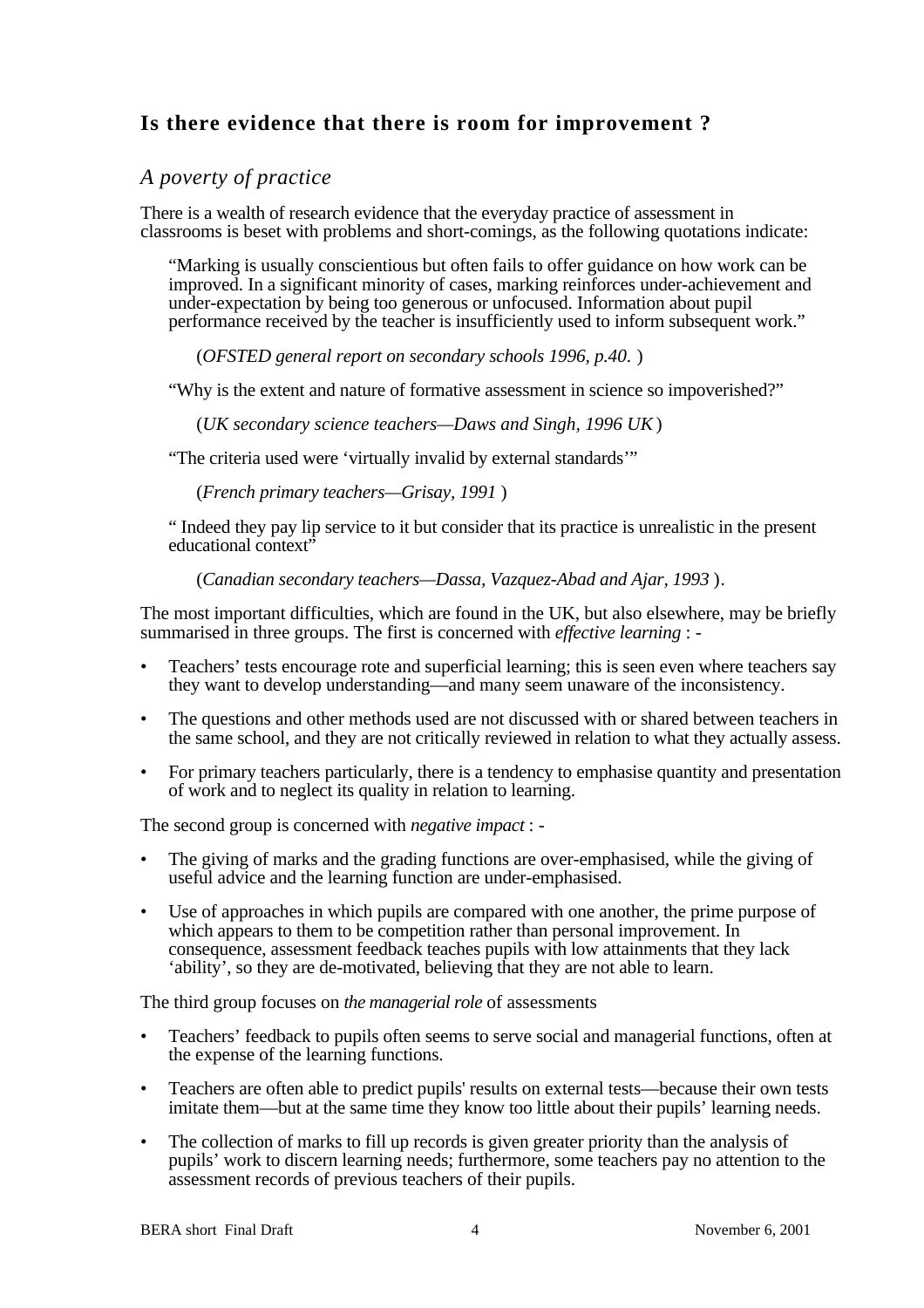## Is there evidence that there is room for improvement ?

### *A poverty of practice*

There is a wealth of research evidence that the everyday practice of assessment in classrooms is beset with problems and short-comings, as the following quotations indicate:

> "Marking is usually conscientious but often fails to offer guidance on how work can be improved. In a significant minority of cases, marking reinforces under-achievement and under-expectation by being too generous or unfocused. Information about pupil performance received by the teacher is insufficiently used to inform subsequent work."
>
> (*OFSTED general report on secondary schools 1996, p.40.* )
>
> "Why is the extent and nature of formative assessment in science so impoverished?"
>
> (*UK secondary science teachers—Daws and Singh, 1996 UK*)
>
> "The criteria used were 'virtually invalid by external standards'"
>
> (*French primary teachers—Grisay, 1991* )
>
> " Indeed they pay lip service to it but consider that its practice is unrealistic in the present educational context"
>
> (*Canadian secondary teachers—Dassa, Vazquez-Abad and Ajar, 1993* ).

The most important difficulties, which are found in the UK, but also elsewhere, may be briefly summarised in three groups. The first is concerned with *effective learning* : -

- Teachers' tests encourage rote and superficial learning; this is seen even where teachers say they want to develop understanding—and many seem unaware of the inconsistency.
- The questions and other methods used are not discussed with or shared between teachers in the same school, and they are not critically reviewed in relation to what they actually assess.
- For primary teachers particularly, there is a tendency to emphasise quantity and presentation of work and to neglect its quality in relation to learning.

The second group is concerned with *negative impact* : -

- The giving of marks and the grading functions are over-emphasised, while the giving of useful advice and the learning function are under-emphasised.
- Use of approaches in which pupils are compared with one another, the prime purpose of which appears to them to be competition rather than personal improvement. In consequence, assessment feedback teaches pupils with low attainments that they lack 'ability', so they are de-motivated, believing that they are not able to learn.

The third group focuses on *the managerial role* of assessments

- Teachers' feedback to pupils often seems to serve social and managerial functions, often at the expense of the learning functions.
- Teachers are often able to predict pupils' results on external tests—because their own tests imitate them—but at the same time they know too little about their pupils' learning needs.
- The collection of marks to fill up records is given greater priority than the analysis of pupils' work to discern learning needs; furthermore, some teachers pay no attention to the assessment records of previous teachers of their pupils.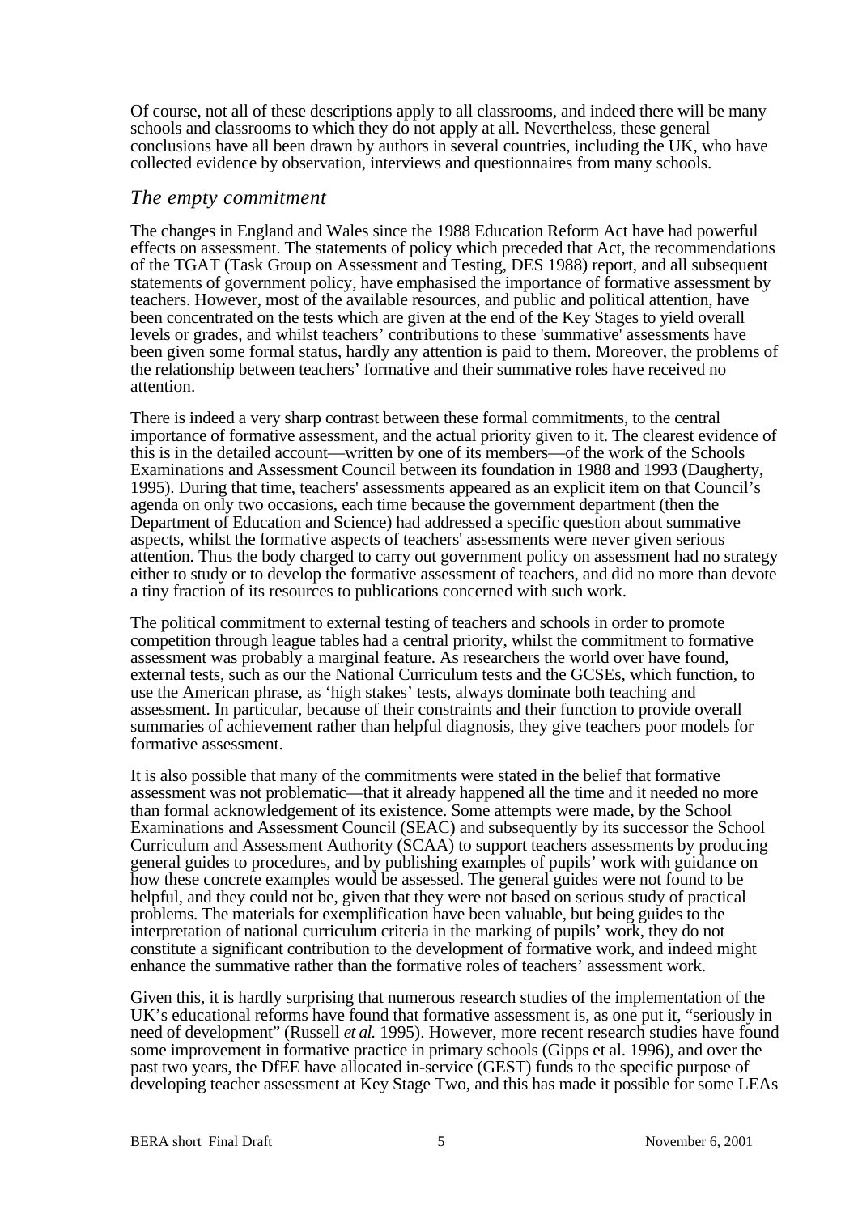Of course, not all of these descriptions apply to all classrooms, and indeed there will be many schools and classrooms to which they do not apply at all. Nevertheless, these general conclusions have all been drawn by authors in several countries, including the UK, who have collected evidence by observation, interviews and questionnaires from many schools.

## *The empty commitment*

The changes in England and Wales since the 1988 Education Reform Act have had powerful effects on assessment. The statements of policy which preceded that Act, the recommendations of the TGAT (Task Group on Assessment and Testing, DES 1988) report, and all subsequent statements of government policy, have emphasised the importance of formative assessment by teachers. However, most of the available resources, and public and political attention, have been concentrated on the tests which are given at the end of the Key Stages to yield overall levels or grades, and whilst teachers' contributions to these 'summative' assessments have been given some formal status, hardly any attention is paid to them. Moreover, the problems of the relationship between teachers' formative and their summative roles have received no attention.

There is indeed a very sharp contrast between these formal commitments, to the central importance of formative assessment, and the actual priority given to it. The clearest evidence of this is in the detailed account—written by one of its members—of the work of the Schools Examinations and Assessment Council between its foundation in 1988 and 1993 (Daugherty, 1995). During that time, teachers' assessments appeared as an explicit item on that Council's agenda on only two occasions, each time because the government department (then the Department of Education and Science) had addressed a specific question about summative aspects, whilst the formative aspects of teachers' assessments were never given serious attention. Thus the body charged to carry out government policy on assessment had no strategy either to study or to develop the formative assessment of teachers, and did no more than devote a tiny fraction of its resources to publications concerned with such work.

The political commitment to external testing of teachers and schools in order to promote competition through league tables had a central priority, whilst the commitment to formative assessment was probably a marginal feature. As researchers the world over have found, external tests, such as our the National Curriculum tests and the GCSEs, which function, to use the American phrase, as 'high stakes' tests, always dominate both teaching and assessment. In particular, because of their constraints and their function to provide overall summaries of achievement rather than helpful diagnosis, they give teachers poor models for formative assessment.

It is also possible that many of the commitments were stated in the belief that formative assessment was not problematic—that it already happened all the time and it needed no more than formal acknowledgement of its existence. Some attempts were made, by the School Examinations and Assessment Council (SEAC) and subsequently by its successor the School Curriculum and Assessment Authority (SCAA) to support teachers assessments by producing general guides to procedures, and by publishing examples of pupils' work with guidance on how these concrete examples would be assessed. The general guides were not found to be helpful, and they could not be, given that they were not based on serious study of practical problems. The materials for exemplification have been valuable, but being guides to the interpretation of national curriculum criteria in the marking of pupils' work, they do not constitute a significant contribution to the development of formative work, and indeed might enhance the summative rather than the formative roles of teachers' assessment work.

Given this, it is hardly surprising that numerous research studies of the implementation of the UK's educational reforms have found that formative assessment is, as one put it, "seriously in need of development" (Russell *et al.* 1995). However, more recent research studies have found some improvement in formative practice in primary schools (Gipps et al. 1996), and over the past two years, the DfEE have allocated in-service (GEST) funds to the specific purpose of developing teacher assessment at Key Stage Two, and this has made it possible for some LEAs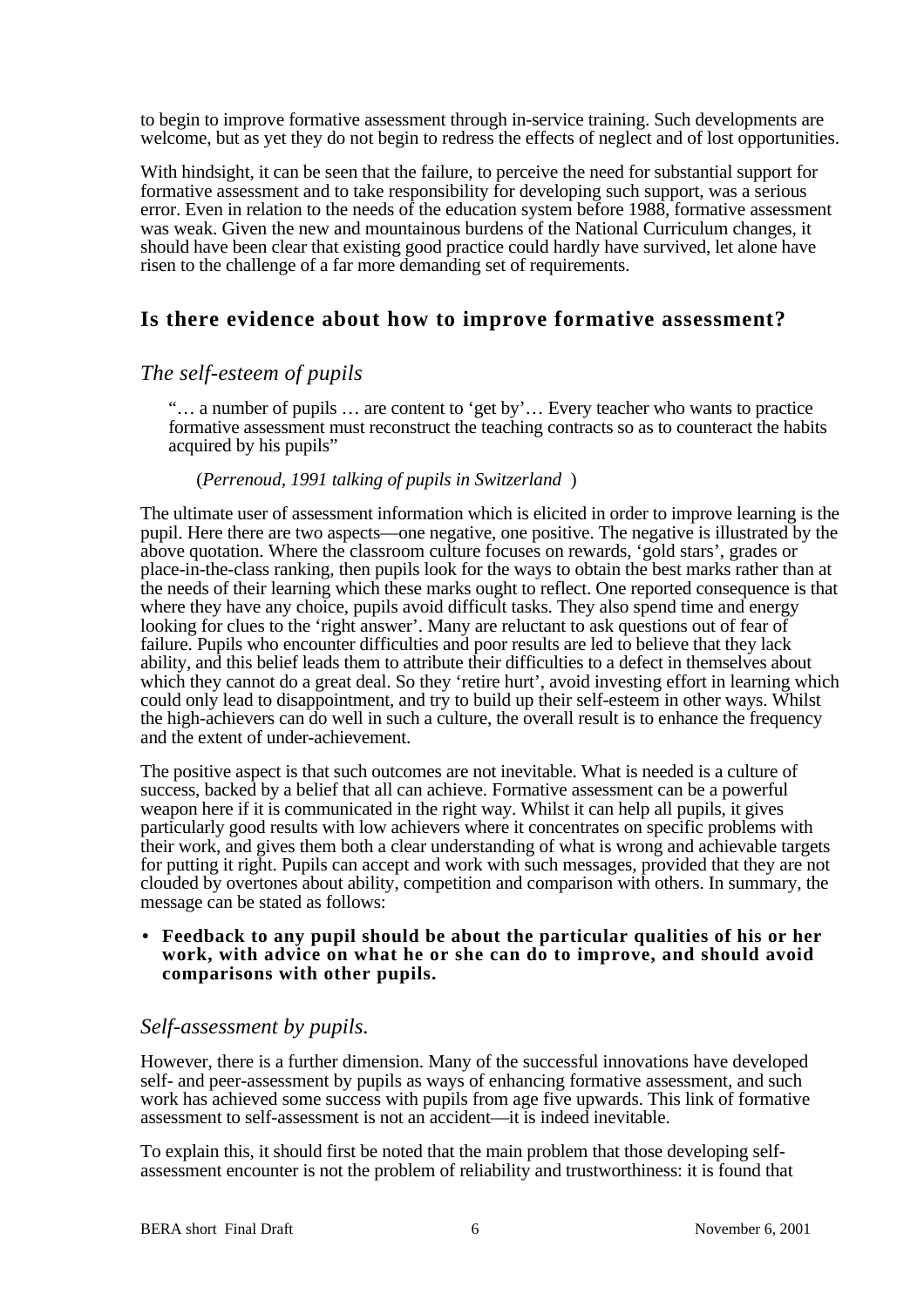to begin to improve formative assessment through in-service training. Such developments are welcome, but as yet they do not begin to redress the effects of neglect and of lost opportunities.

With hindsight, it can be seen that the failure, to perceive the need for substantial support for formative assessment and to take responsibility for developing such support, was a serious error. Even in relation to the needs of the education system before 1988, formative assessment was weak. Given the new and mountainous burdens of the National Curriculum changes, it should have been clear that existing good practice could hardly have survived, let alone have risen to the challenge of a far more demanding set of requirements.

## Is there evidence about how to improve formative assessment?

### *The self-esteem of pupils*

> "… a number of pupils … are content to 'get by'… Every teacher who wants to practice formative assessment must reconstruct the teaching contracts so as to counteract the habits acquired by his pupils"
>
> (*Perrenoud, 1991 talking of pupils in Switzerland* )

The ultimate user of assessment information which is elicited in order to improve learning is the pupil. Here there are two aspects—one negative, one positive. The negative is illustrated by the above quotation. Where the classroom culture focuses on rewards, 'gold stars', grades or place-in-the-class ranking, then pupils look for the ways to obtain the best marks rather than at the needs of their learning which these marks ought to reflect. One reported consequence is that where they have any choice, pupils avoid difficult tasks. They also spend time and energy looking for clues to the 'right answer'. Many are reluctant to ask questions out of fear of failure. Pupils who encounter difficulties and poor results are led to believe that they lack ability, and this belief leads them to attribute their difficulties to a defect in themselves about which they cannot do a great deal. So they 'retire hurt', avoid investing effort in learning which could only lead to disappointment, and try to build up their self-esteem in other ways. Whilst the high-achievers can do well in such a culture, the overall result is to enhance the frequency and the extent of under-achievement.

The positive aspect is that such outcomes are not inevitable. What is needed is a culture of success, backed by a belief that all can achieve. Formative assessment can be a powerful weapon here if it is communicated in the right way. Whilst it can help all pupils, it gives particularly good results with low achievers where it concentrates on specific problems with their work, and gives them both a clear understanding of what is wrong and achievable targets for putting it right. Pupils can accept and work with such messages, provided that they are not clouded by overtones about ability, competition and comparison with others. In summary, the message can be stated as follows:

- **Feedback to any pupil should be about the particular qualities of his or her work, with advice on what he or she can do to improve, and should avoid comparisons with other pupils.**

### *Self-assessment by pupils.*

However, there is a further dimension. Many of the successful innovations have developed self- and peer-assessment by pupils as ways of enhancing formative assessment, and such work has achieved some success with pupils from age five upwards. This link of formative assessment to self-assessment is not an accident—it is indeed inevitable.

To explain this, it should first be noted that the main problem that those developing self-assessment encounter is not the problem of reliability and trustworthiness: it is found that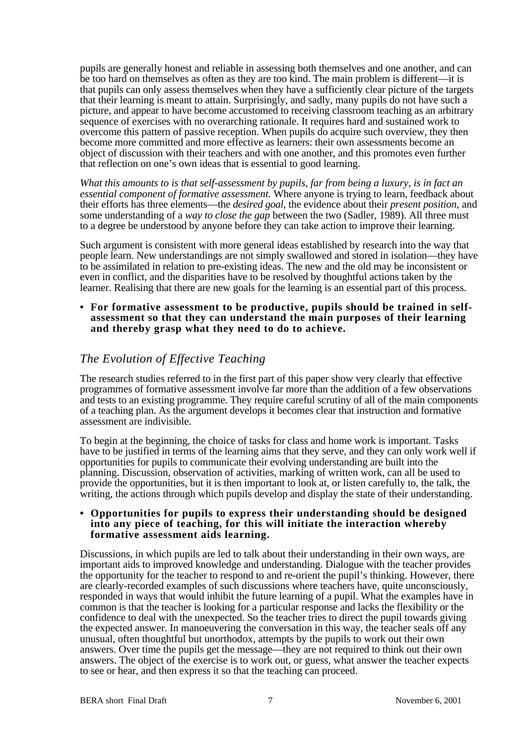pupils are generally honest and reliable in assessing both themselves and one another, and can be too hard on themselves as often as they are too kind. The main problem is different—it is that pupils can only assess themselves when they have a sufficiently clear picture of the targets that their learning is meant to attain. Surprisingly, and sadly, many pupils do not have such a picture, and appear to have become accustomed to receiving classroom teaching as an arbitrary sequence of exercises with no overarching rationale. It requires hard and sustained work to overcome this pattern of passive reception. When pupils do acquire such overview, they then become more committed and more effective as learners: their own assessments become an object of discussion with their teachers and with one another, and this promotes even further that reflection on one's own ideas that is essential to good learning.

*What this amounts to is that self-assessment by pupils, far from being a luxury, is in fact an essential component of formative assessment.* Where anyone is trying to learn, feedback about their efforts has three elements—the *desired goal*, the evidence about their *present position*, and some understanding of a *way to close the gap* between the two (Sadler, 1989). All three must to a degree be understood by anyone before they can take action to improve their learning.

Such argument is consistent with more general ideas established by research into the way that people learn. New understandings are not simply swallowed and stored in isolation—they have to be assimilated in relation to pre-existing ideas. The new and the old may be inconsistent or even in conflict, and the disparities have to be resolved by thoughtful actions taken by the learner. Realising that there are new goals for the learning is an essential part of this process.

- **For formative assessment to be productive, pupils should be trained in self-assessment so that they can understand the main purposes of their learning and thereby grasp what they need to do to achieve.**

## *The Evolution of Effective Teaching*

The research studies referred to in the first part of this paper show very clearly that effective programmes of formative assessment involve far more than the addition of a few observations and tests to an existing programme. They require careful scrutiny of all of the main components of a teaching plan. As the argument develops it becomes clear that instruction and formative assessment are indivisible.

To begin at the beginning, the choice of tasks for class and home work is important. Tasks have to be justified in terms of the learning aims that they serve, and they can only work well if opportunities for pupils to communicate their evolving understanding are built into the planning. Discussion, observation of activities, marking of written work, can all be used to provide the opportunities, but it is then important to look at, or listen carefully to, the talk, the writing, the actions through which pupils develop and display the state of their understanding.

- **Opportunities for pupils to express their understanding should be designed into any piece of teaching, for this will initiate the interaction whereby formative assessment aids learning.**

Discussions, in which pupils are led to talk about their understanding in their own ways, are important aids to improved knowledge and understanding. Dialogue with the teacher provides the opportunity for the teacher to respond to and re-orient the pupil's thinking. However, there are clearly-recorded examples of such discussions where teachers have, quite unconsciously, responded in ways that would inhibit the future learning of a pupil. What the examples have in common is that the teacher is looking for a particular response and lacks the flexibility or the confidence to deal with the unexpected. So the teacher tries to direct the pupil towards giving the expected answer. In manoeuvering the conversation in this way, the teacher seals off any unusual, often thoughtful but unorthodox, attempts by the pupils to work out their own answers. Over time the pupils get the message—they are not required to think out their own answers. The object of the exercise is to work out, or guess, what answer the teacher expects to see or hear, and then express it so that the teaching can proceed.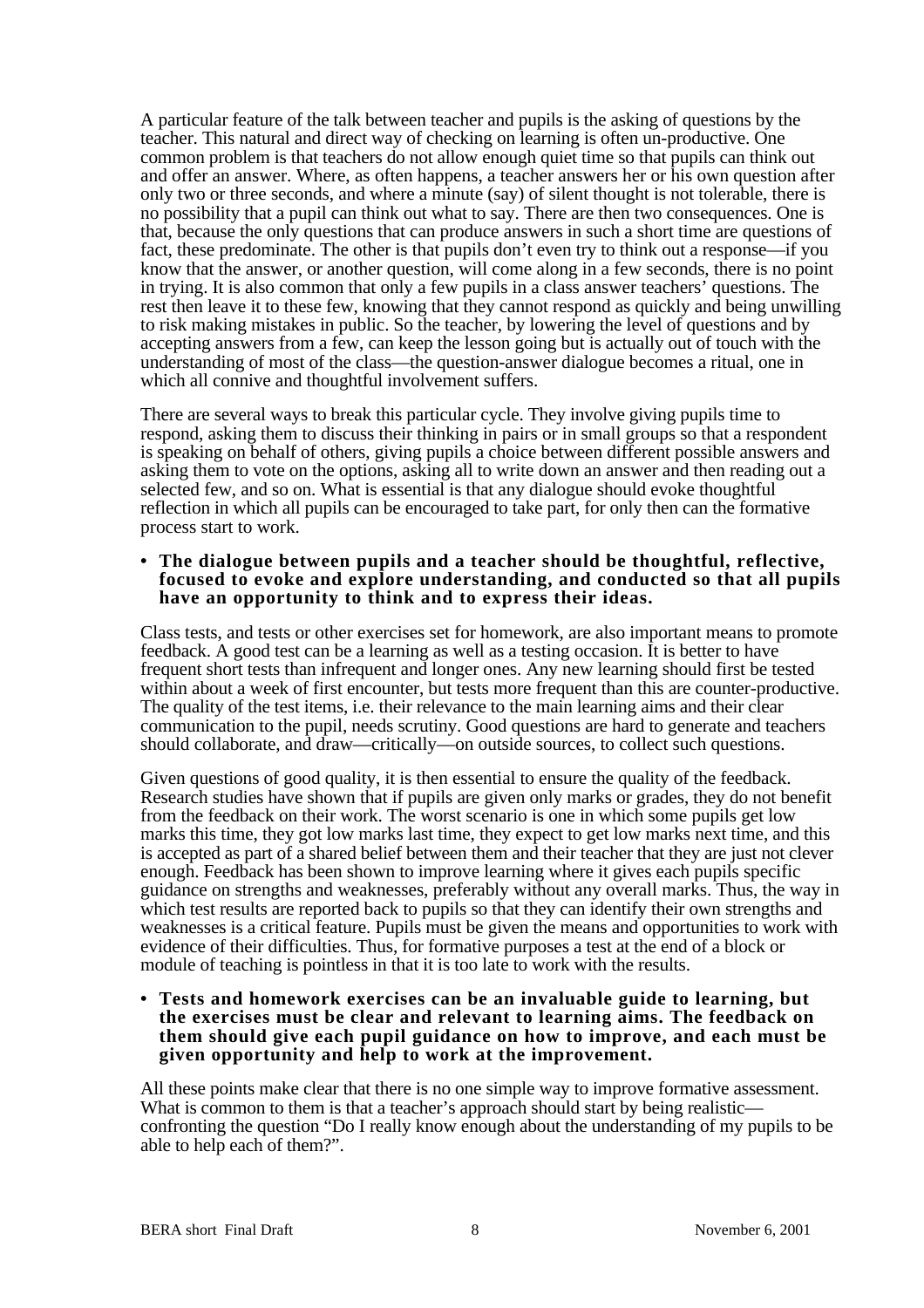A particular feature of the talk between teacher and pupils is the asking of questions by the teacher. This natural and direct way of checking on learning is often un-productive. One common problem is that teachers do not allow enough quiet time so that pupils can think out and offer an answer. Where, as often happens, a teacher answers her or his own question after only two or three seconds, and where a minute (say) of silent thought is not tolerable, there is no possibility that a pupil can think out what to say. There are then two consequences. One is that, because the only questions that can produce answers in such a short time are questions of fact, these predominate. The other is that pupils don't even try to think out a response—if you know that the answer, or another question, will come along in a few seconds, there is no point in trying. It is also common that only a few pupils in a class answer teachers' questions. The rest then leave it to these few, knowing that they cannot respond as quickly and being unwilling to risk making mistakes in public. So the teacher, by lowering the level of questions and by accepting answers from a few, can keep the lesson going but is actually out of touch with the understanding of most of the class—the question-answer dialogue becomes a ritual, one in which all connive and thoughtful involvement suffers.

There are several ways to break this particular cycle. They involve giving pupils time to respond, asking them to discuss their thinking in pairs or in small groups so that a respondent is speaking on behalf of others, giving pupils a choice between different possible answers and asking them to vote on the options, asking all to write down an answer and then reading out a selected few, and so on. What is essential is that any dialogue should evoke thoughtful reflection in which all pupils can be encouraged to take part, for only then can the formative process start to work.

- **The dialogue between pupils and a teacher should be thoughtful, reflective, focused to evoke and explore understanding, and conducted so that all pupils have an opportunity to think and to express their ideas.**

Class tests, and tests or other exercises set for homework, are also important means to promote feedback. A good test can be a learning as well as a testing occasion. It is better to have frequent short tests than infrequent and longer ones. Any new learning should first be tested within about a week of first encounter, but tests more frequent than this are counter-productive. The quality of the test items, i.e. their relevance to the main learning aims and their clear communication to the pupil, needs scrutiny. Good questions are hard to generate and teachers should collaborate, and draw—critically—on outside sources, to collect such questions.

Given questions of good quality, it is then essential to ensure the quality of the feedback. Research studies have shown that if pupils are given only marks or grades, they do not benefit from the feedback on their work. The worst scenario is one in which some pupils get low marks this time, they got low marks last time, they expect to get low marks next time, and this is accepted as part of a shared belief between them and their teacher that they are just not clever enough. Feedback has been shown to improve learning where it gives each pupils specific guidance on strengths and weaknesses, preferably without any overall marks. Thus, the way in which test results are reported back to pupils so that they can identify their own strengths and weaknesses is a critical feature. Pupils must be given the means and opportunities to work with evidence of their difficulties. Thus, for formative purposes a test at the end of a block or module of teaching is pointless in that it is too late to work with the results.

- **Tests and homework exercises can be an invaluable guide to learning, but the exercises must be clear and relevant to learning aims. The feedback on them should give each pupil guidance on how to improve, and each must be given opportunity and help to work at the improvement.**

All these points make clear that there is no one simple way to improve formative assessment. What is common to them is that a teacher's approach should start by being realistic—confronting the question "Do I really know enough about the understanding of my pupils to be able to help each of them?".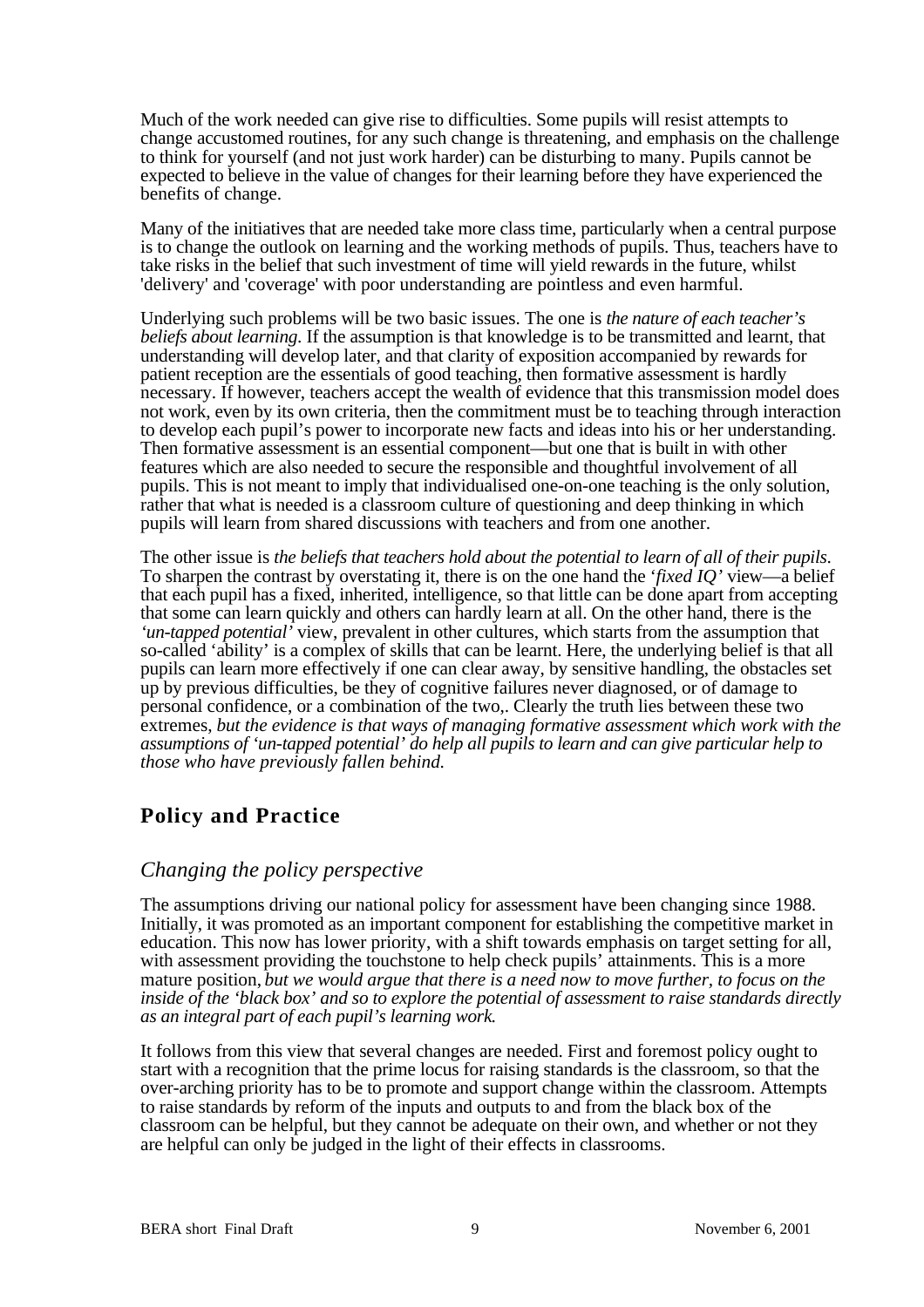Much of the work needed can give rise to difficulties. Some pupils will resist attempts to change accustomed routines, for any such change is threatening, and emphasis on the challenge to think for yourself (and not just work harder) can be disturbing to many. Pupils cannot be expected to believe in the value of changes for their learning before they have experienced the benefits of change.

Many of the initiatives that are needed take more class time, particularly when a central purpose is to change the outlook on learning and the working methods of pupils. Thus, teachers have to take risks in the belief that such investment of time will yield rewards in the future, whilst 'delivery' and 'coverage' with poor understanding are pointless and even harmful.

Underlying such problems will be two basic issues. The one is *the nature of each teacher's beliefs about learning*. If the assumption is that knowledge is to be transmitted and learnt, that understanding will develop later, and that clarity of exposition accompanied by rewards for patient reception are the essentials of good teaching, then formative assessment is hardly necessary. If however, teachers accept the wealth of evidence that this transmission model does not work, even by its own criteria, then the commitment must be to teaching through interaction to develop each pupil's power to incorporate new facts and ideas into his or her understanding. Then formative assessment is an essential component—but one that is built in with other features which are also needed to secure the responsible and thoughtful involvement of all pupils. This is not meant to imply that individualised one-on-one teaching is the only solution, rather that what is needed is a classroom culture of questioning and deep thinking in which pupils will learn from shared discussions with teachers and from one another.

The other issue is *the beliefs that teachers hold about the potential to learn of all of their pupils*. To sharpen the contrast by overstating it, there is on the one hand the '*fixed IQ'* view—a belief that each pupil has a fixed, inherited, intelligence, so that little can be done apart from accepting that some can learn quickly and others can hardly learn at all. On the other hand, there is the *'un-tapped potential'* view, prevalent in other cultures, which starts from the assumption that so-called 'ability' is a complex of skills that can be learnt. Here, the underlying belief is that all pupils can learn more effectively if one can clear away, by sensitive handling, the obstacles set up by previous difficulties, be they of cognitive failures never diagnosed, or of damage to personal confidence, or a combination of the two,. Clearly the truth lies between these two extremes, *but the evidence is that ways of managing formative assessment which work with the assumptions of 'un-tapped potential' do help all pupils to learn and can give particular help to those who have previously fallen behind.*

## Policy and Practice

### *Changing the policy perspective*

The assumptions driving our national policy for assessment have been changing since 1988. Initially, it was promoted as an important component for establishing the competitive market in education. This now has lower priority, with a shift towards emphasis on target setting for all, with assessment providing the touchstone to help check pupils' attainments. This is a more mature position, *but we would argue that there is a need now to move further, to focus on the inside of the 'black box' and so to explore the potential of assessment to raise standards directly as an integral part of each pupil's learning work.*

It follows from this view that several changes are needed. First and foremost policy ought to start with a recognition that the prime locus for raising standards is the classroom, so that the over-arching priority has to be to promote and support change within the classroom. Attempts to raise standards by reform of the inputs and outputs to and from the black box of the classroom can be helpful, but they cannot be adequate on their own, and whether or not they are helpful can only be judged in the light of their effects in classrooms.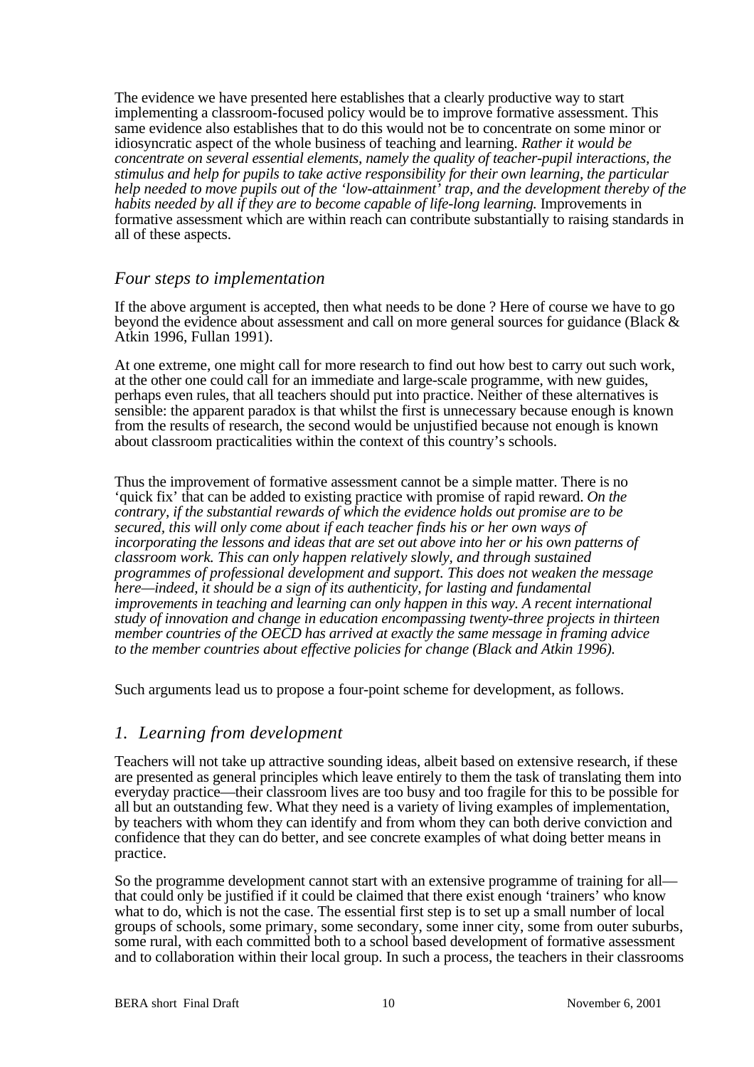The evidence we have presented here establishes that a clearly productive way to start implementing a classroom-focused policy would be to improve formative assessment. This same evidence also establishes that to do this would not be to concentrate on some minor or idiosyncratic aspect of the whole business of teaching and learning. *Rather it would be concentrate on several essential elements, namely the quality of teacher-pupil interactions, the stimulus and help for pupils to take active responsibility for their own learning, the particular help needed to move pupils out of the 'low-attainment' trap, and the development thereby of the habits needed by all if they are to become capable of life-long learning.* Improvements in formative assessment which are within reach can contribute substantially to raising standards in all of these aspects.

## *Four steps to implementation*

If the above argument is accepted, then what needs to be done ? Here of course we have to go beyond the evidence about assessment and call on more general sources for guidance (Black & Atkin 1996, Fullan 1991).

At one extreme, one might call for more research to find out how best to carry out such work, at the other one could call for an immediate and large-scale programme, with new guides, perhaps even rules, that all teachers should put into practice. Neither of these alternatives is sensible: the apparent paradox is that whilst the first is unnecessary because enough is known from the results of research, the second would be unjustified because not enough is known about classroom practicalities within the context of this country's schools.

Thus the improvement of formative assessment cannot be a simple matter. There is no 'quick fix' that can be added to existing practice with promise of rapid reward. *On the contrary, if the substantial rewards of which the evidence holds out promise are to be secured, this will only come about if each teacher finds his or her own ways of incorporating the lessons and ideas that are set out above into her or his own patterns of classroom work. This can only happen relatively slowly, and through sustained programmes of professional development and support. This does not weaken the message here—indeed, it should be a sign of its authenticity, for lasting and fundamental improvements in teaching and learning can only happen in this way. A recent international study of innovation and change in education encompassing twenty-three projects in thirteen member countries of the OECD has arrived at exactly the same message in framing advice to the member countries about effective policies for change (Black and Atkin 1996).*

Such arguments lead us to propose a four-point scheme for development, as follows.

## *1. Learning from development*

Teachers will not take up attractive sounding ideas, albeit based on extensive research, if these are presented as general principles which leave entirely to them the task of translating them into everyday practice—their classroom lives are too busy and too fragile for this to be possible for all but an outstanding few. What they need is a variety of living examples of implementation, by teachers with whom they can identify and from whom they can both derive conviction and confidence that they can do better, and see concrete examples of what doing better means in practice.

So the programme development cannot start with an extensive programme of training for all—that could only be justified if it could be claimed that there exist enough 'trainers' who know what to do, which is not the case. The essential first step is to set up a small number of local groups of schools, some primary, some secondary, some inner city, some from outer suburbs, some rural, with each committed both to a school based development of formative assessment and to collaboration within their local group. In such a process, the teachers in their classrooms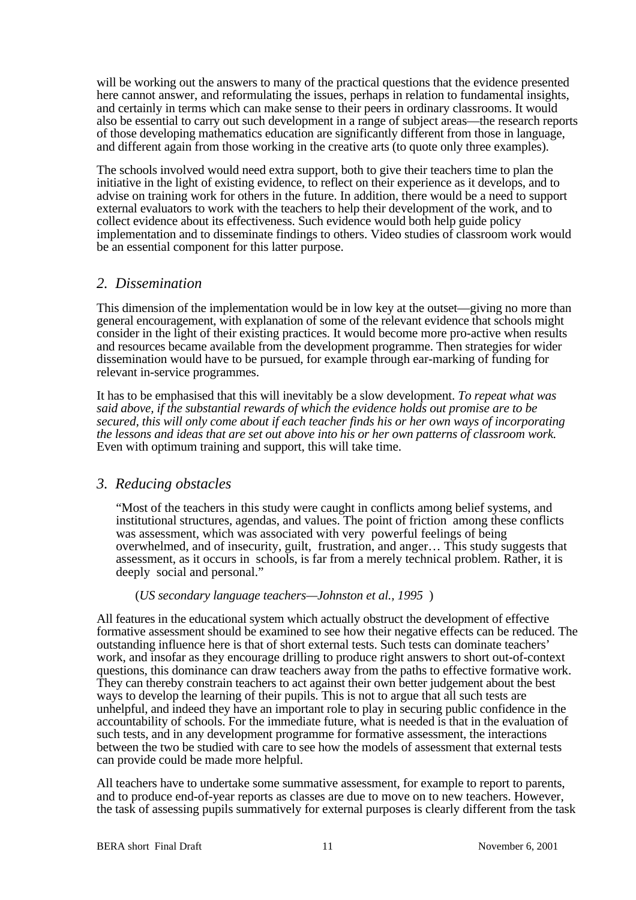will be working out the answers to many of the practical questions that the evidence presented here cannot answer, and reformulating the issues, perhaps in relation to fundamental insights, and certainly in terms which can make sense to their peers in ordinary classrooms. It would also be essential to carry out such development in a range of subject areas—the research reports of those developing mathematics education are significantly different from those in language, and different again from those working in the creative arts (to quote only three examples).

The schools involved would need extra support, both to give their teachers time to plan the initiative in the light of existing evidence, to reflect on their experience as it develops, and to advise on training work for others in the future. In addition, there would be a need to support external evaluators to work with the teachers to help their development of the work, and to collect evidence about its effectiveness. Such evidence would both help guide policy implementation and to disseminate findings to others. Video studies of classroom work would be an essential component for this latter purpose.

## *2. Dissemination*

This dimension of the implementation would be in low key at the outset—giving no more than general encouragement, with explanation of some of the relevant evidence that schools might consider in the light of their existing practices. It would become more pro-active when results and resources became available from the development programme. Then strategies for wider dissemination would have to be pursued, for example through ear-marking of funding for relevant in-service programmes.

It has to be emphasised that this will inevitably be a slow development. *To repeat what was said above, if the substantial rewards of which the evidence holds out promise are to be secured, this will only come about if each teacher finds his or her own ways of incorporating the lessons and ideas that are set out above into his or her own patterns of classroom work.* Even with optimum training and support, this will take time.

## *3. Reducing obstacles*

> "Most of the teachers in this study were caught in conflicts among belief systems, and institutional structures, agendas, and values. The point of friction among these conflicts was assessment, which was associated with very powerful feelings of being overwhelmed, and of insecurity, guilt, frustration, and anger… This study suggests that assessment, as it occurs in schools, is far from a merely technical problem. Rather, it is deeply social and personal."
>
> (*US secondary language teachers—Johnston et al., 1995* )

All features in the educational system which actually obstruct the development of effective formative assessment should be examined to see how their negative effects can be reduced. The outstanding influence here is that of short external tests. Such tests can dominate teachers' work, and insofar as they encourage drilling to produce right answers to short out-of-context questions, this dominance can draw teachers away from the paths to effective formative work. They can thereby constrain teachers to act against their own better judgement about the best ways to develop the learning of their pupils. This is not to argue that all such tests are unhelpful, and indeed they have an important role to play in securing public confidence in the accountability of schools. For the immediate future, what is needed is that in the evaluation of such tests, and in any development programme for formative assessment, the interactions between the two be studied with care to see how the models of assessment that external tests can provide could be made more helpful.

All teachers have to undertake some summative assessment, for example to report to parents, and to produce end-of-year reports as classes are due to move on to new teachers. However, the task of assessing pupils summatively for external purposes is clearly different from the task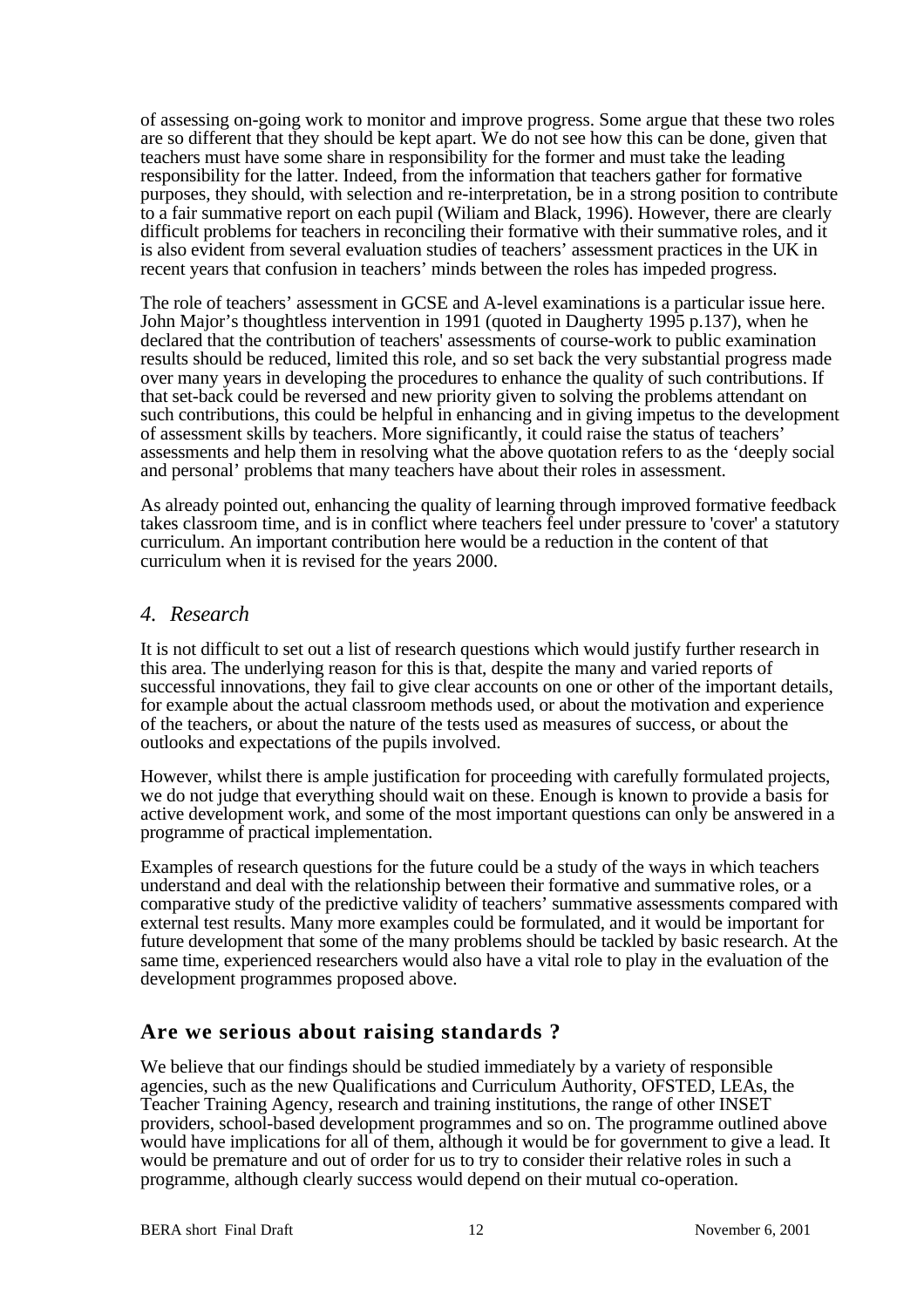of assessing on-going work to monitor and improve progress. Some argue that these two roles are so different that they should be kept apart. We do not see how this can be done, given that teachers must have some share in responsibility for the former and must take the leading responsibility for the latter. Indeed, from the information that teachers gather for formative purposes, they should, with selection and re-interpretation, be in a strong position to contribute to a fair summative report on each pupil (Wiliam and Black, 1996). However, there are clearly difficult problems for teachers in reconciling their formative with their summative roles, and it is also evident from several evaluation studies of teachers' assessment practices in the UK in recent years that confusion in teachers' minds between the roles has impeded progress.

The role of teachers' assessment in GCSE and A-level examinations is a particular issue here. John Major's thoughtless intervention in 1991 (quoted in Daugherty 1995 p.137), when he declared that the contribution of teachers' assessments of course-work to public examination results should be reduced, limited this role, and so set back the very substantial progress made over many years in developing the procedures to enhance the quality of such contributions. If that set-back could be reversed and new priority given to solving the problems attendant on such contributions, this could be helpful in enhancing and in giving impetus to the development of assessment skills by teachers. More significantly, it could raise the status of teachers' assessments and help them in resolving what the above quotation refers to as the 'deeply social and personal' problems that many teachers have about their roles in assessment.

As already pointed out, enhancing the quality of learning through improved formative feedback takes classroom time, and is in conflict where teachers feel under pressure to 'cover' a statutory curriculum. An important contribution here would be a reduction in the content of that curriculum when it is revised for the years 2000.

### *4. Research*

It is not difficult to set out a list of research questions which would justify further research in this area. The underlying reason for this is that, despite the many and varied reports of successful innovations, they fail to give clear accounts on one or other of the important details, for example about the actual classroom methods used, or about the motivation and experience of the teachers, or about the nature of the tests used as measures of success, or about the outlooks and expectations of the pupils involved.

However, whilst there is ample justification for proceeding with carefully formulated projects, we do not judge that everything should wait on these. Enough is known to provide a basis for active development work, and some of the most important questions can only be answered in a programme of practical implementation.

Examples of research questions for the future could be a study of the ways in which teachers understand and deal with the relationship between their formative and summative roles, or a comparative study of the predictive validity of teachers' summative assessments compared with external test results. Many more examples could be formulated, and it would be important for future development that some of the many problems should be tackled by basic research. At the same time, experienced researchers would also have a vital role to play in the evaluation of the development programmes proposed above.

## **Are we serious about raising standards ?**

We believe that our findings should be studied immediately by a variety of responsible agencies, such as the new Qualifications and Curriculum Authority, OFSTED, LEAs, the Teacher Training Agency, research and training institutions, the range of other INSET providers, school-based development programmes and so on. The programme outlined above would have implications for all of them, although it would be for government to give a lead. It would be premature and out of order for us to try to consider their relative roles in such a programme, although clearly success would depend on their mutual co-operation.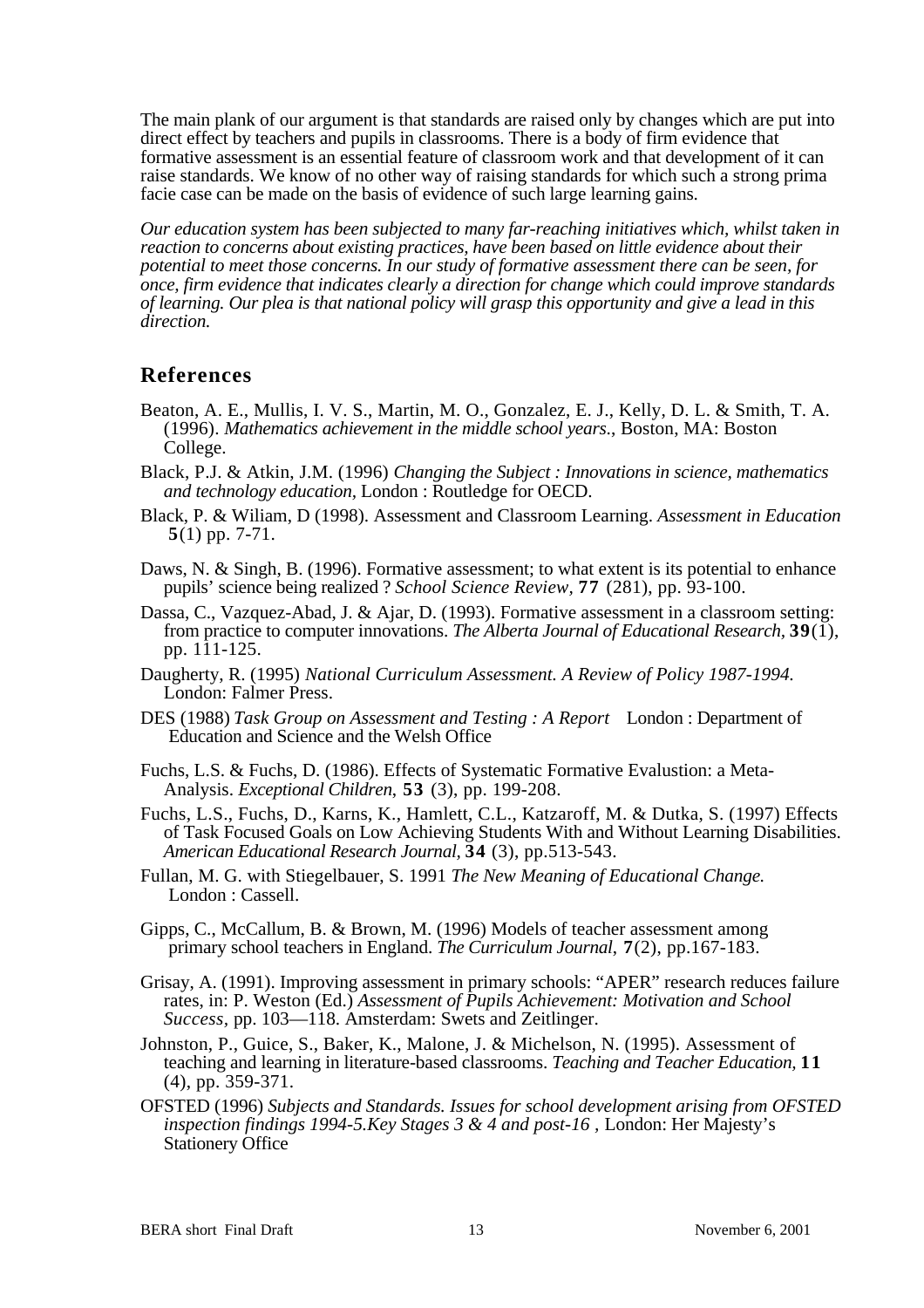The main plank of our argument is that standards are raised only by changes which are put into direct effect by teachers and pupils in classrooms. There is a body of firm evidence that formative assessment is an essential feature of classroom work and that development of it can raise standards. We know of no other way of raising standards for which such a strong prima facie case can be made on the basis of evidence of such large learning gains.

*Our education system has been subjected to many far-reaching initiatives which, whilst taken in reaction to concerns about existing practices, have been based on little evidence about their potential to meet those concerns. In our study of formative assessment there can be seen, for once, firm evidence that indicates clearly a direction for change which could improve standards of learning. Our plea is that national policy will grasp this opportunity and give a lead in this direction.*

## References

Beaton, A. E., Mullis, I. V. S., Martin, M. O., Gonzalez, E. J., Kelly, D. L. & Smith, T. A. (1996). *Mathematics achievement in the middle school years.*, Boston, MA: Boston College.

Black, P.J. & Atkin, J.M. (1996) *Changing the Subject : Innovations in science, mathematics and technology education,* London : Routledge for OECD.

Black, P. & Wiliam, D (1998). Assessment and Classroom Learning. *Assessment in Education* **5**(1) pp. 7-71.

Daws, N. & Singh, B. (1996). Formative assessment; to what extent is its potential to enhance pupils' science being realized ? *School Science Review,* **77** (281), pp. 93-100.

Dassa, C., Vazquez-Abad, J. & Ajar, D. (1993). Formative assessment in a classroom setting: from practice to computer innovations. *The Alberta Journal of Educational Research,* **39**(1), pp. 111-125.

Daugherty, R. (1995) *National Curriculum Assessment. A Review of Policy 1987-1994.* London: Falmer Press.

DES (1988) *Task Group on Assessment and Testing : A Report* London : Department of Education and Science and the Welsh Office

Fuchs, L.S. & Fuchs, D. (1986). Effects of Systematic Formative Evalustion: a Meta-Analysis. *Exceptional Children,* **53** (3), pp. 199-208.

Fuchs, L.S., Fuchs, D., Karns, K., Hamlett, C.L., Katzaroff, M. & Dutka, S. (1997) Effects of Task Focused Goals on Low Achieving Students With and Without Learning Disabilities. *American Educational Research Journal,* **34** (3), pp.513-543.

Fullan, M. G. with Stiegelbauer, S. 1991 *The New Meaning of Educational Change.* London : Cassell.

Gipps, C., McCallum, B. & Brown, M. (1996) Models of teacher assessment among primary school teachers in England. *The Curriculum Journal,* **7**(2), pp.167-183.

Grisay, A. (1991). Improving assessment in primary schools: "APER" research reduces failure rates, in: P. Weston (Ed.) *Assessment of Pupils Achievement: Motivation and School Success,* pp. 103—118. Amsterdam: Swets and Zeitlinger.

Johnston, P., Guice, S., Baker, K., Malone, J. & Michelson, N. (1995). Assessment of teaching and learning in literature-based classrooms. *Teaching and Teacher Education,* **11** (4), pp. 359-371.

OFSTED (1996) *Subjects and Standards. Issues for school development arising from OFSTED inspection findings 1994-5.Key Stages 3 & 4 and post-16 ,* London: Her Majesty's Stationery Office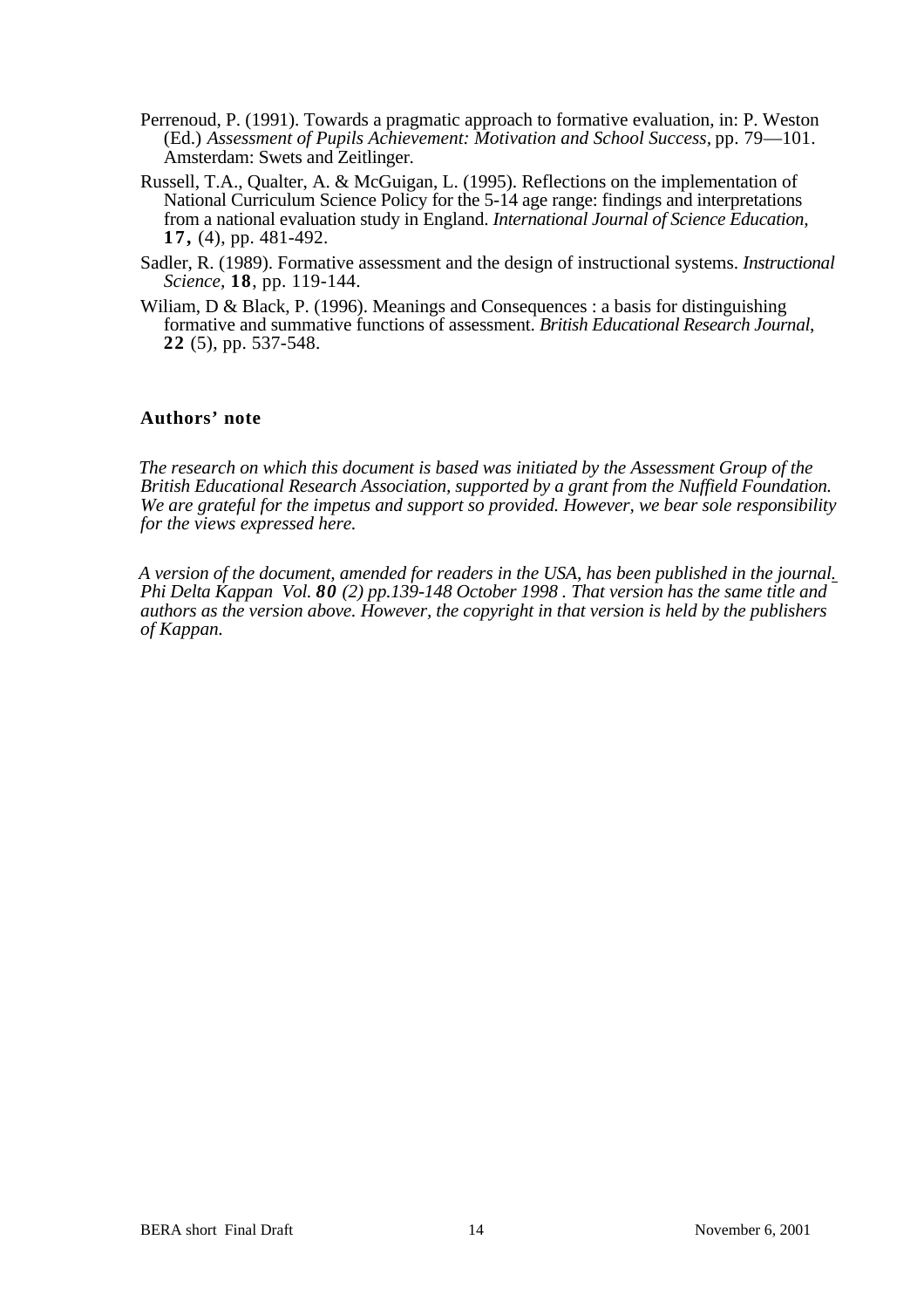Perrenoud, P. (1991). Towards a pragmatic approach to formative evaluation, in: P. Weston (Ed.) *Assessment of Pupils Achievement: Motivation and School Success*, pp. 79—101. Amsterdam: Swets and Zeitlinger.

Russell, T.A., Qualter, A. & McGuigan, L. (1995). Reflections on the implementation of National Curriculum Science Policy for the 5-14 age range: findings and interpretations from a national evaluation study in England. *International Journal of Science Education*, **17,** (4), pp. 481-492.

Sadler, R. (1989). Formative assessment and the design of instructional systems. *Instructional Science*, **18**, pp. 119-144.

Wiliam, D & Black, P. (1996). Meanings and Consequences : a basis for distinguishing formative and summative functions of assessment. *British Educational Research Journal*, **22** (5), pp. 537-548.

### Authors' note

*The research on which this document is based was initiated by the Assessment Group of the British Educational Research Association, supported by a grant from the Nuffield Foundation. We are grateful for the impetus and support so provided. However, we bear sole responsibility for the views expressed here.*

*A version of the document, amended for readers in the USA, has been published in the journal. Phi Delta Kappan Vol.* ***80*** *(2) pp.139-148 October 1998 . That version has the same title and authors as the version above. However, the copyright in that version is held by the publishers of Kappan.*